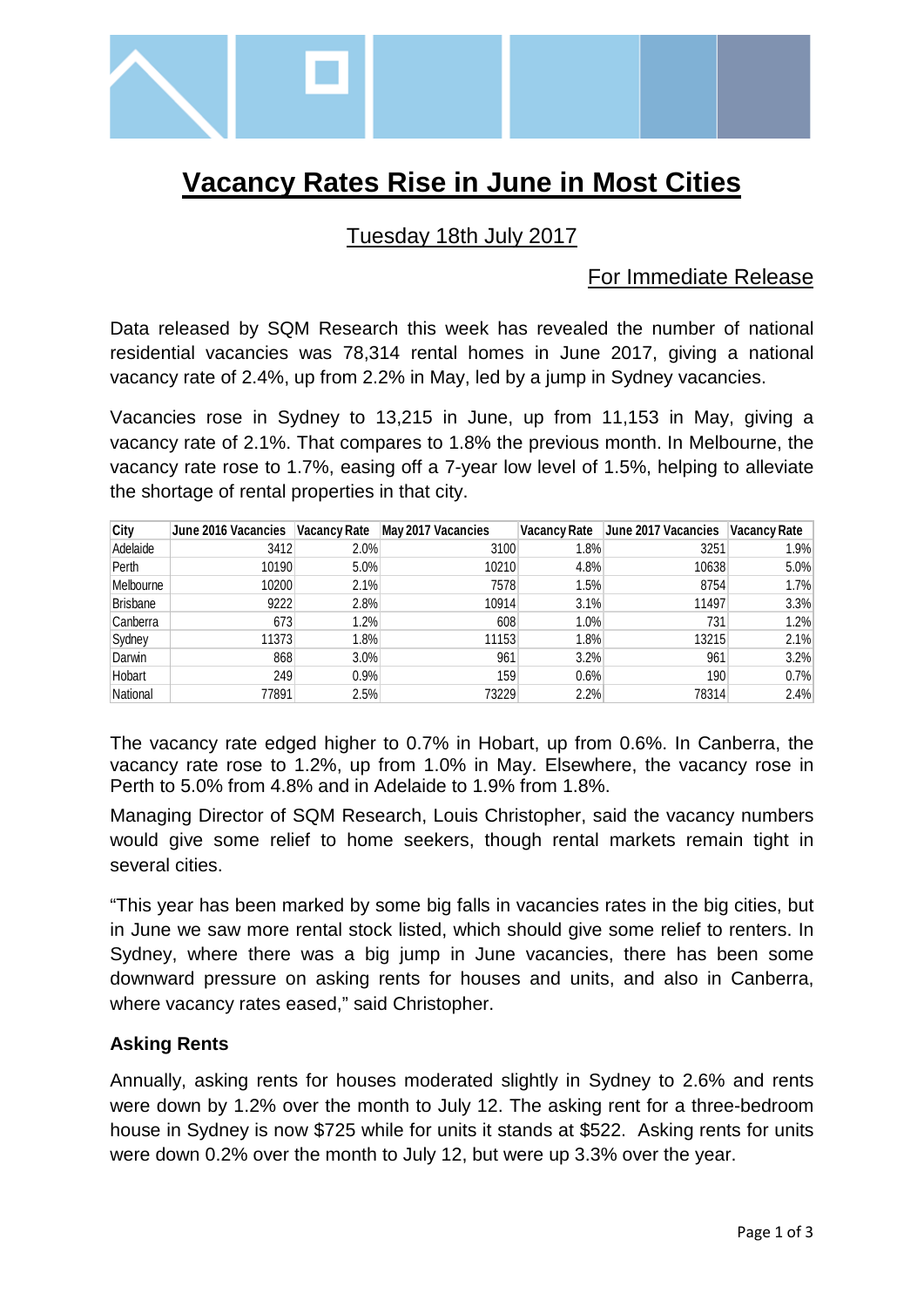# Vacancy Rates Rise in June in Most Cities

Tuesday 18th July 2017

For Immediate Release

Data released by SQM Research this week has revealed the number of national residential vacancies was 78,314 rental homes in June 2017, giving a national vacancy rate of 2.4%, up from 2.2% in May, led by a jump in Sydney vacancies.

Vacancies rose in Sydney to 13,215 in June, up from 11,153 in May, giving a vacancy rate of 2.1%. That compares to 1.8% the previous month. In Melbourne, the vacancy rate rose to 1.7%, easing off a 7-year low level of 1.5%, helping to alleviate the shortage of rental properties in that city.

| City | June 2016 Vacancies | Vacancy Rate | May 2017 Vacancies | Vacancy Rate | June 2017 Vacancies | Vacancy Rate |
|---|---|---|---|---|---|---|
| Adelaide | 3412 | 2.0% | 3100 | 1.8% | 3251 | 1.9% |
| Perth | 10190 | 5.0% | 10210 | 4.8% | 10638 | 5.0% |
| Melbourne | 10200 | 2.1% | 7578 | 1.5% | 8754 | 1.7% |
| Brisbane | 9222 | 2.8% | 10914 | 3.1% | 11497 | 3.3% |
| Canberra | 673 | 1.2% | 608 | 1.0% | 731 | 1.2% |
| Sydney | 11373 | 1.8% | 11153 | 1.8% | 13215 | 2.1% |
| Darwin | 868 | 3.0% | 961 | 3.2% | 961 | 3.2% |
| Hobart | 249 | 0.9% | 159 | 0.6% | 190 | 0.7% |
| National | 77891 | 2.5% | 73229 | 2.2% | 78314 | 2.4% |

The vacancy rate edged higher to 0.7% in Hobart, up from 0.6%. In Canberra, the vacancy rate rose to 1.2%, up from 1.0% in May. Elsewhere, the vacancy rose in Perth to 5.0% from 4.8% and in Adelaide to 1.9% from 1.8%.

Managing Director of SQM Research, Louis Christopher, said the vacancy numbers would give some relief to home seekers, though rental markets remain tight in several cities.

"This year has been marked by some big falls in vacancies rates in the big cities, but in June we saw more rental stock listed, which should give some relief to renters. In Sydney, where there was a big jump in June vacancies, there has been some downward pressure on asking rents for houses and units, and also in Canberra, where vacancy rates eased," said Christopher.

### Asking Rents

Annually, asking rents for houses moderated slightly in Sydney to 2.6% and rents were down by 1.2% over the month to July 12. The asking rent for a three-bedroom house in Sydney is now $725 while for units it stands at $522. Asking rents for units were down 0.2% over the month to July 12, but were up 3.3% over the year.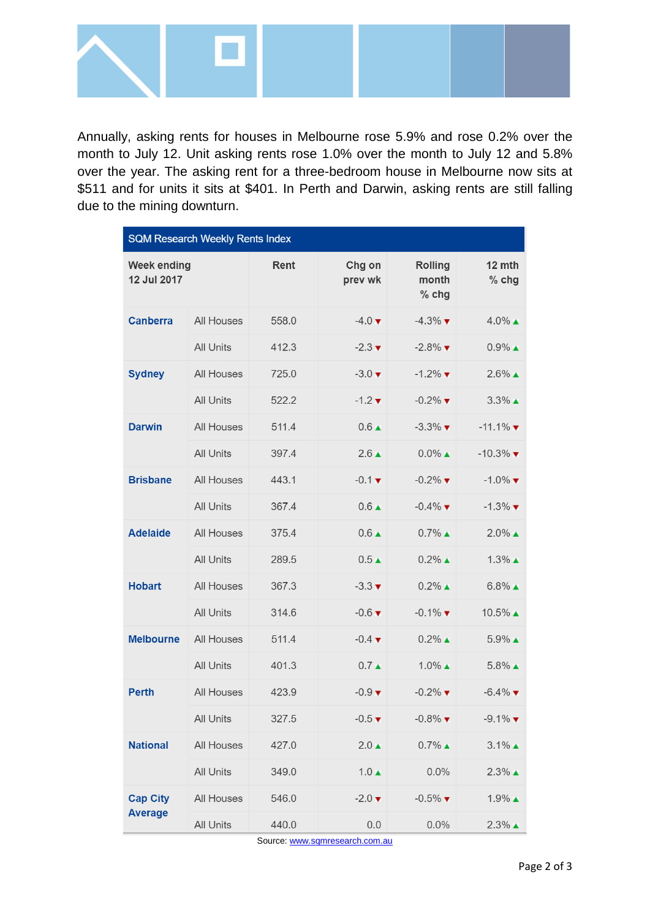Annually, asking rents for houses in Melbourne rose 5.9% and rose 0.2% over the month to July 12. Unit asking rents rose 1.0% over the month to July 12 and 5.8% over the year. The asking rent for a three-bedroom house in Melbourne now sits at $511 and for units it sits at $401. In Perth and Darwin, asking rents are still falling due to the mining downturn.

| SQM Research Weekly Rents Index | | | | | |
|---|---|---|---|---|---|
| **Week ending 12 Jul 2017** | | **Rent** | **Chg on prev wk** | **Rolling month % chg** | **12 mth % chg** |
| **Canberra** | All Houses | 558.0 | -4.0 ▼ | -4.3% ▼ | 4.0% ▲ |
| | All Units | 412.3 | -2.3 ▼ | -2.8% ▼ | 0.9% ▲ |
| **Sydney** | All Houses | 725.0 | -3.0 ▼ | -1.2% ▼ | 2.6% ▲ |
| | All Units | 522.2 | -1.2 ▼ | -0.2% ▼ | 3.3% ▲ |
| **Darwin** | All Houses | 511.4 | 0.6 ▲ | -3.3% ▼ | -11.1% ▼ |
| | All Units | 397.4 | 2.6 ▲ | 0.0% ▲ | -10.3% ▼ |
| **Brisbane** | All Houses | 443.1 | -0.1 ▼ | -0.2% ▼ | -1.0% ▼ |
| | All Units | 367.4 | 0.6 ▲ | -0.4% ▼ | -1.3% ▼ |
| **Adelaide** | All Houses | 375.4 | 0.6 ▲ | 0.7% ▲ | 2.0% ▲ |
| | All Units | 289.5 | 0.5 ▲ | 0.2% ▲ | 1.3% ▲ |
| **Hobart** | All Houses | 367.3 | -3.3 ▼ | 0.2% ▲ | 6.8% ▲ |
| | All Units | 314.6 | -0.6 ▼ | -0.1% ▼ | 10.5% ▲ |
| **Melbourne** | All Houses | 511.4 | -0.4 ▼ | 0.2% ▲ | 5.9% ▲ |
| | All Units | 401.3 | 0.7 ▲ | 1.0% ▲ | 5.8% ▲ |
| **Perth** | All Houses | 423.9 | -0.9 ▼ | -0.2% ▼ | -6.4% ▼ |
| | All Units | 327.5 | -0.5 ▼ | -0.8% ▼ | -9.1% ▼ |
| **National** | All Houses | 427.0 | 2.0 ▲ | 0.7% ▲ | 3.1% ▲ |
| | All Units | 349.0 | 1.0 ▲ | 0.0% | 2.3% ▲ |
| **Cap City Average** | All Houses | 546.0 | -2.0 ▼ | -0.5% ▼ | 1.9% ▲ |
| | All Units | 440.0 | 0.0 | 0.0% | 2.3% ▲ |

Source: www.sqmresearch.com.au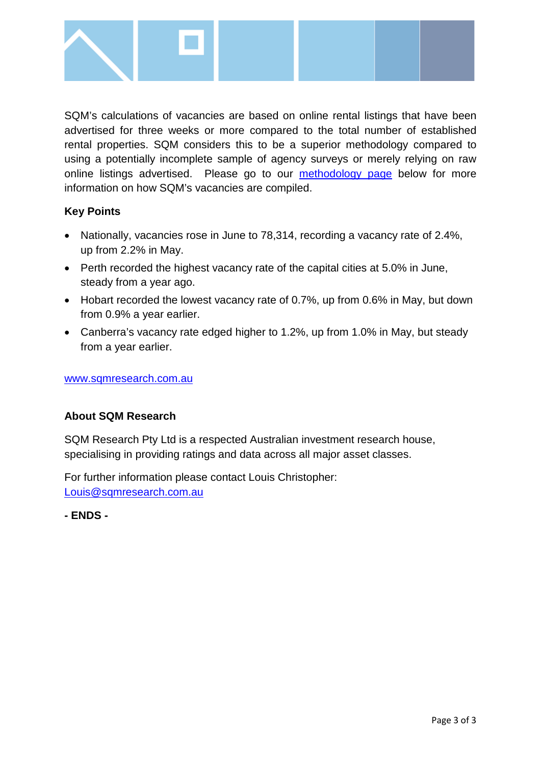SQM's calculations of vacancies are based on online rental listings that have been advertised for three weeks or more compared to the total number of established rental properties. SQM considers this to be a superior methodology compared to using a potentially incomplete sample of agency surveys or merely relying on raw online listings advertised. Please go to our methodology page below for more information on how SQM's vacancies are compiled.

**Key Points**

- Nationally, vacancies rose in June to 78,314, recording a vacancy rate of 2.4%, up from 2.2% in May.
- Perth recorded the highest vacancy rate of the capital cities at 5.0% in June, steady from a year ago.
- Hobart recorded the lowest vacancy rate of 0.7%, up from 0.6% in May, but down from 0.9% a year earlier.
- Canberra's vacancy rate edged higher to 1.2%, up from 1.0% in May, but steady from a year earlier.

www.sqmresearch.com.au

**About SQM Research**

SQM Research Pty Ltd is a respected Australian investment research house, specialising in providing ratings and data across all major asset classes.

For further information please contact Louis Christopher:
Louis@sqmresearch.com.au

**- ENDS -**